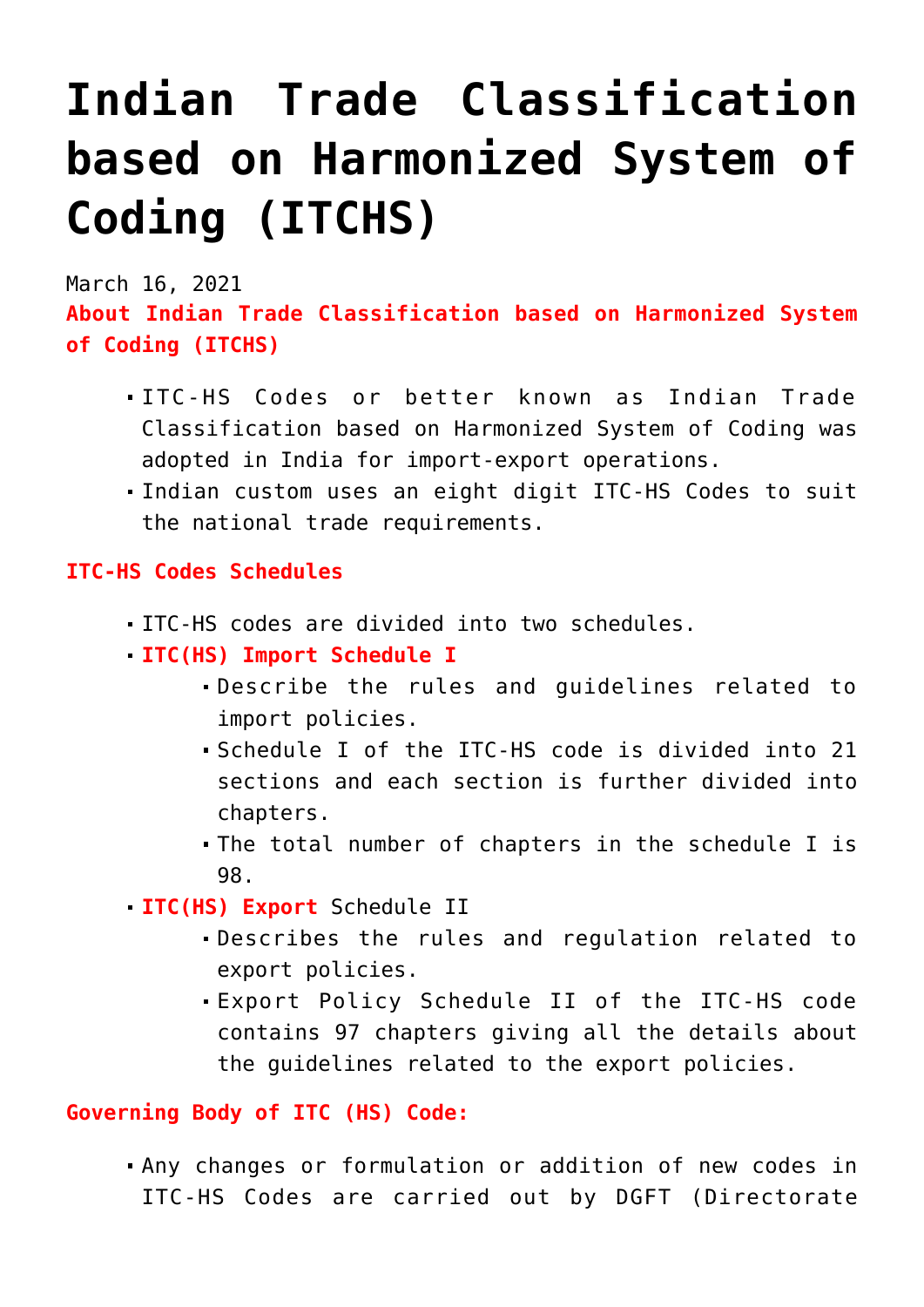# Indian Trade Classification based on Harmonized System of Coding (ITCHS)

March 16, 2021

**About Indian Trade Classification based on Harmonized System of Coding (ITCHS)**

- ITC-HS Codes or better known as Indian Trade Classification based on Harmonized System of Coding was adopted in India for import-export operations.
- Indian custom uses an eight digit ITC-HS Codes to suit the national trade requirements.

**ITC-HS Codes Schedules**

- ITC-HS codes are divided into two schedules.
- **ITC(HS) Import Schedule I**
  - Describe the rules and guidelines related to import policies.
  - Schedule I of the ITC-HS code is divided into 21 sections and each section is further divided into chapters.
  - The total number of chapters in the schedule I is 98.
- **ITC(HS) Export** Schedule II
  - Describes the rules and regulation related to export policies.
  - Export Policy Schedule II of the ITC-HS code contains 97 chapters giving all the details about the guidelines related to the export policies.

**Governing Body of ITC (HS) Code:**

- Any changes or formulation or addition of new codes in ITC-HS Codes are carried out by DGFT (Directorate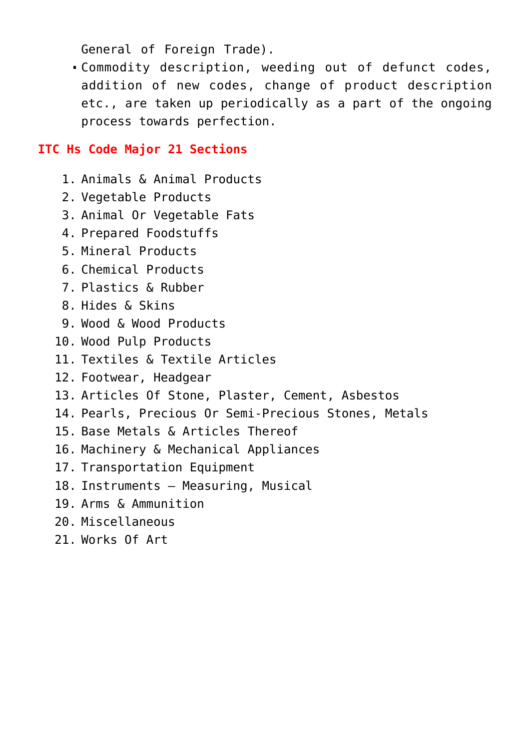General of Foreign Trade).

- Commodity description, weeding out of defunct codes, addition of new codes, change of product description etc., are taken up periodically as a part of the ongoing process towards perfection.

## ITC Hs Code Major 21 Sections

1. Animals & Animal Products
2. Vegetable Products
3. Animal Or Vegetable Fats
4. Prepared Foodstuffs
5. Mineral Products
6. Chemical Products
7. Plastics & Rubber
8. Hides & Skins
9. Wood & Wood Products
10. Wood Pulp Products
11. Textiles & Textile Articles
12. Footwear, Headgear
13. Articles Of Stone, Plaster, Cement, Asbestos
14. Pearls, Precious Or Semi-Precious Stones, Metals
15. Base Metals & Articles Thereof
16. Machinery & Mechanical Appliances
17. Transportation Equipment
18. Instruments – Measuring, Musical
19. Arms & Ammunition
20. Miscellaneous
21. Works Of Art